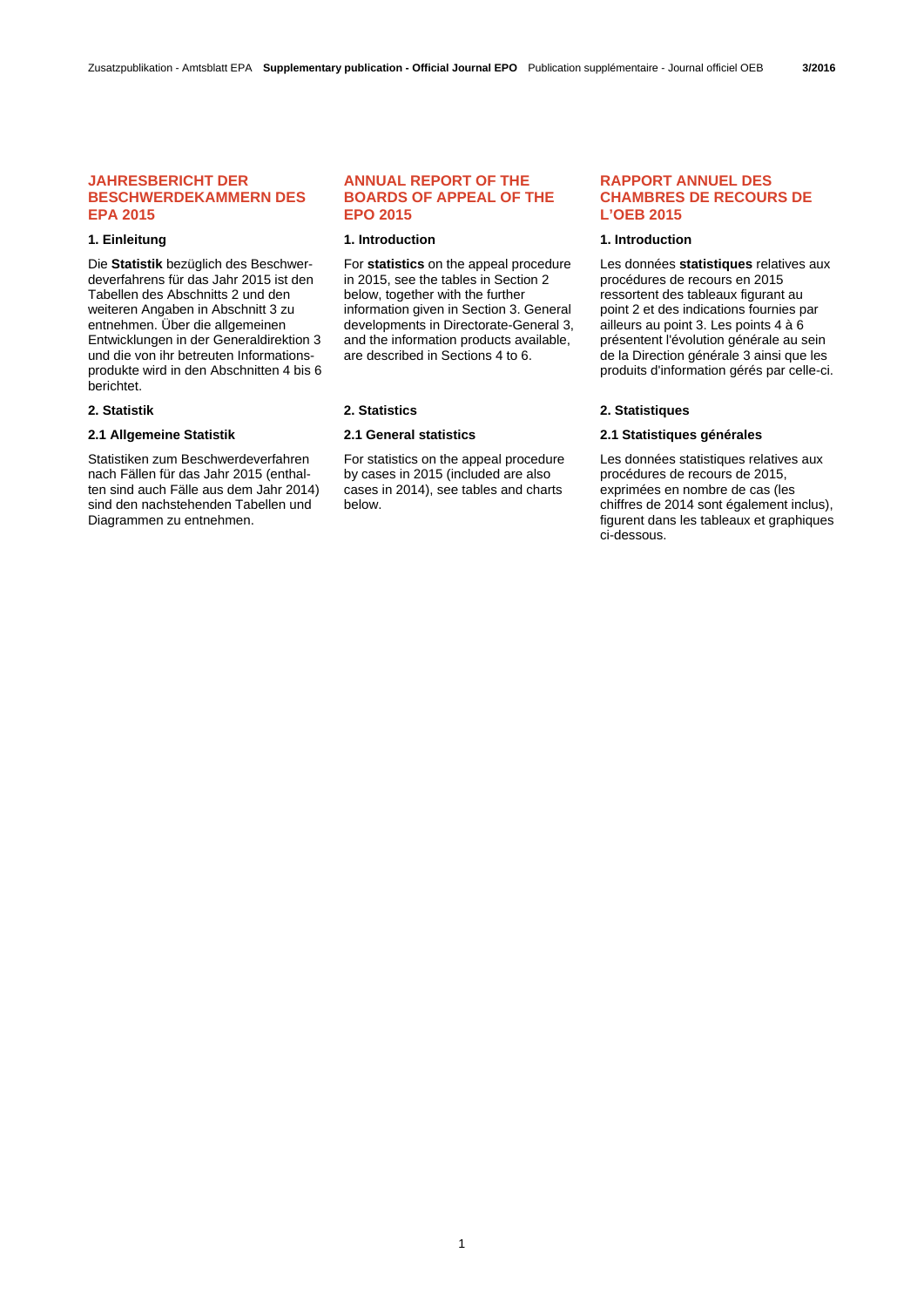# JAHRESBERICHT DER BESCHWERDEKAMMERN DES EPA 2015

## 1. Einleitung

Die **Statistik** bezüglich des Beschwerdeverfahrens für das Jahr 2015 ist den Tabellen des Abschnitts 2 und den weiteren Angaben in Abschnitt 3 zu entnehmen. Über die allgemeinen Entwicklungen in der Generaldirektion 3 und die von ihr betreuten Informationsprodukte wird in den Abschnitten 4 bis 6 berichtet.

## 2. Statistik

### 2.1 Allgemeine Statistik

Statistiken zum Beschwerdeverfahren nach Fällen für das Jahr 2015 (enthalten sind auch Fälle aus dem Jahr 2014) sind den nachstehenden Tabellen und Diagrammen zu entnehmen.

# ANNUAL REPORT OF THE BOARDS OF APPEAL OF THE EPO 2015

## 1. Introduction

For **statistics** on the appeal procedure in 2015, see the tables in Section 2 below, together with the further information given in Section 3. General developments in Directorate-General 3, and the information products available, are described in Sections 4 to 6.

## 2. Statistics

### 2.1 General statistics

For statistics on the appeal procedure by cases in 2015 (included are also cases in 2014), see tables and charts below.

# RAPPORT ANNUEL DES CHAMBRES DE RECOURS DE L'OEB 2015

## 1. Introduction

Les données **statistiques** relatives aux procédures de recours en 2015 ressortent des tableaux figurant au point 2 et des indications fournies par ailleurs au point 3. Les points 4 à 6 présentent l'évolution générale au sein de la Direction générale 3 ainsi que les produits d'information gérés par celle-ci.

## 2. Statistiques

### 2.1 Statistiques générales

Les données statistiques relatives aux procédures de recours de 2015, exprimées en nombre de cas (les chiffres de 2014 sont également inclus), figurent dans les tableaux et graphiques ci-dessous.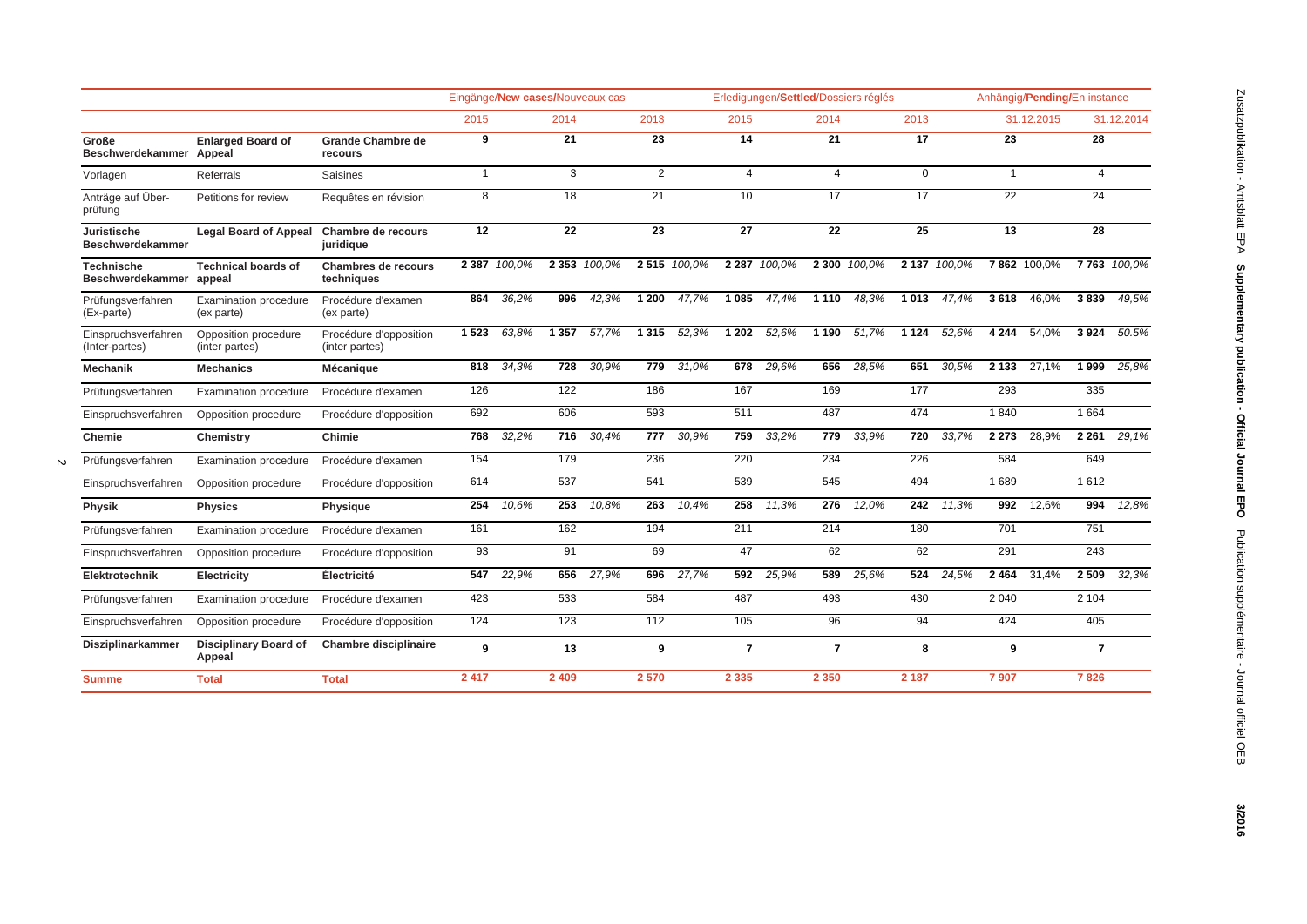| | | | Eingänge/**New cases**/Nouveaux cas | | | | | | Erledigungen/**Settled**/Dossiers réglés | | | | | | Anhängig/**Pending**/En instance | | | |
|---|---|---|---|---|---|---|---|---|---|---|---|---|---|---|---|---|---|---|
| | | | 2015 | | 2014 | | 2013 | | 2015 | | 2014 | | 2013 | | 31.12.2015 | | 31.12.2014 | |
| **Große Beschwerdekammer** | **Enlarged Board of Appeal** | **Grande Chambre de recours** | **9** | | **21** | | **23** | | **14** | | **21** | | **17** | | **23** | | **28** | |
| Vorlagen | Referrals | Saisines | 1 | | 3 | | 2 | | 4 | | 4 | | 0 | | 1 | | 4 | |
| Anträge auf Überprüfung | Petitions for review | Requêtes en révision | 8 | | 18 | | 21 | | 10 | | 17 | | 17 | | 22 | | 24 | |
| **Juristische Beschwerdekammer** | **Legal Board of Appeal** | **Chambre de recours juridique** | **12** | | **22** | | **23** | | **27** | | **22** | | **25** | | **13** | | **28** | |
| **Technische Beschwerdekammer** | **Technical boards of appeal** | **Chambres de recours techniques** | **2 387** | *100,0%* | **2 353** | *100,0%* | **2 515** | *100,0%* | **2 287** | *100,0%* | **2 300** | *100,0%* | **2 137** | *100,0%* | **7 862** | 100,0% | **7 763** | *100,0%* |
| Prüfungsverfahren (Ex-parte) | Examination procedure (ex parte) | Procédure d'examen (ex parte) | **864** | *36,2%* | **996** | *42,3%* | **1 200** | *47,7%* | **1 085** | *47,4%* | **1 110** | *48,3%* | **1 013** | *47,4%* | **3 618** | 46,0% | **3 839** | *49,5%* |
| Einspruchsverfahren (Inter-partes) | Opposition procedure (inter partes) | Procédure d'opposition (inter partes) | **1 523** | *63,8%* | **1 357** | *57,7%* | **1 315** | *52,3%* | **1 202** | *52,6%* | **1 190** | *51,7%* | **1 124** | *52,6%* | **4 244** | 54,0% | **3 924** | *50.5%* |
| **Mechanik** | **Mechanics** | **Mécanique** | **818** | *34,3%* | **728** | *30,9%* | **779** | *31,0%* | **678** | *29,6%* | **656** | *28,5%* | **651** | *30,5%* | **2 133** | 27,1% | **1 999** | *25,8%* |
| Prüfungsverfahren | Examination procedure | Procédure d'examen | 126 | | 122 | | 186 | | 167 | | 169 | | 177 | | 293 | | 335 | |
| Einspruchsverfahren | Opposition procedure | Procédure d'opposition | 692 | | 606 | | 593 | | 511 | | 487 | | 474 | | 1 840 | | 1 664 | |
| **Chemie** | **Chemistry** | **Chimie** | **768** | *32,2%* | **716** | *30,4%* | **777** | *30,9%* | **759** | *33,2%* | **779** | *33,9%* | **720** | *33,7%* | **2 273** | 28,9% | **2 261** | *29,1%* |
| Prüfungsverfahren | Examination procedure | Procédure d'examen | 154 | | 179 | | 236 | | 220 | | 234 | | 226 | | 584 | | 649 | |
| Einspruchsverfahren | Opposition procedure | Procédure d'opposition | 614 | | 537 | | 541 | | 539 | | 545 | | 494 | | 1 689 | | 1 612 | |
| **Physik** | **Physics** | **Physique** | **254** | *10,6%* | **253** | *10,8%* | **263** | *10,4%* | **258** | *11,3%* | **276** | *12,0%* | **242** | *11,3%* | **992** | 12,6% | **994** | *12,8%* |
| Prüfungsverfahren | Examination procedure | Procédure d'examen | 161 | | 162 | | 194 | | 211 | | 214 | | 180 | | 701 | | 751 | |
| Einspruchsverfahren | Opposition procedure | Procédure d'opposition | 93 | | 91 | | 69 | | 47 | | 62 | | 62 | | 291 | | 243 | |
| **Elektrotechnik** | **Electricity** | **Électricité** | **547** | *22,9%* | **656** | *27,9%* | **696** | *27,7%* | **592** | *25,9%* | **589** | *25,6%* | **524** | *24,5%* | **2 464** | 31,4% | **2 509** | *32,3%* |
| Prüfungsverfahren | Examination procedure | Procédure d'examen | 423 | | 533 | | 584 | | 487 | | 493 | | 430 | | 2 040 | | 2 104 | |
| Einspruchsverfahren | Opposition procedure | Procédure d'opposition | 124 | | 123 | | 112 | | 105 | | 96 | | 94 | | 424 | | 405 | |
| **Disziplinarkammer** | **Disciplinary Board of Appeal** | **Chambre disciplinaire** | **9** | | **13** | | **9** | | **7** | | **7** | | **8** | | **9** | | **7** | |
| **Summe** | **Total** | **Total** | **2 417** | | **2 409** | | **2 570** | | **2 335** | | **2 350** | | **2 187** | | **7 907** | | **7 826** | |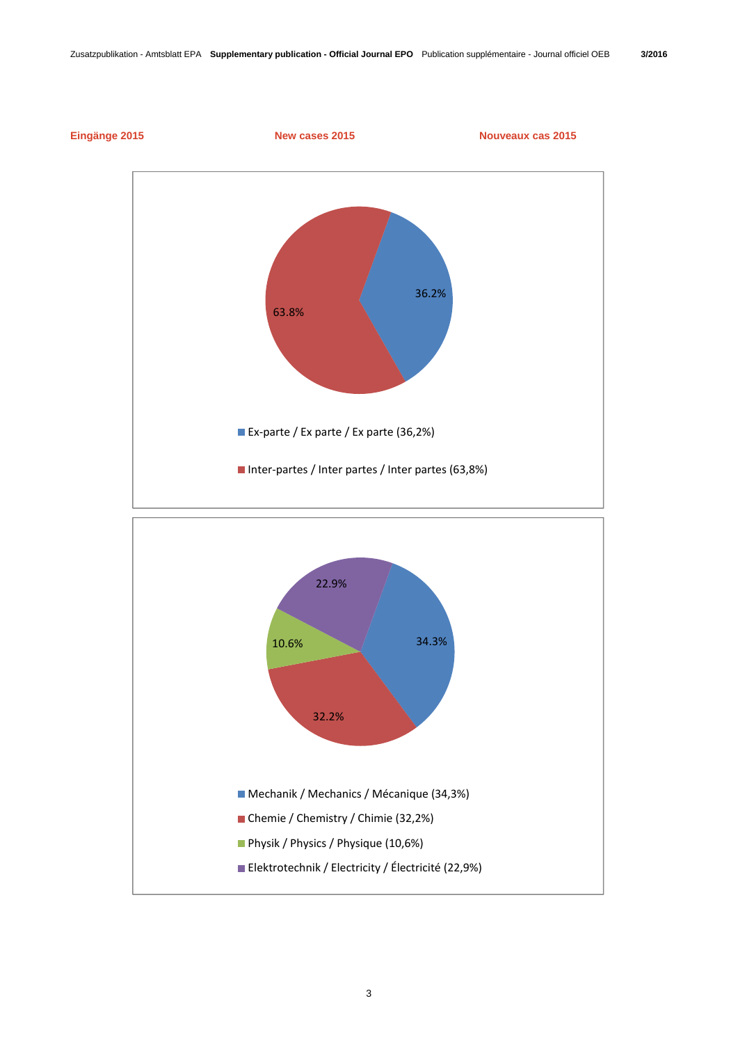**Eingänge 2015** **New cases 2015** **Nouveaux cas 2015**

63.8%

36.2%

- Ex-parte / Ex parte / Ex parte (36,2%)
- Inter-partes / Inter partes / Inter partes (63,8%)

22.9%

10.6%

34.3%

32.2%

- Mechanik / Mechanics / Mécanique (34,3%)
- Chemie / Chemistry / Chimie (32,2%)
- Physik / Physics / Physique (10,6%)
- Elektrotechnik / Electricity / Électricité (22,9%)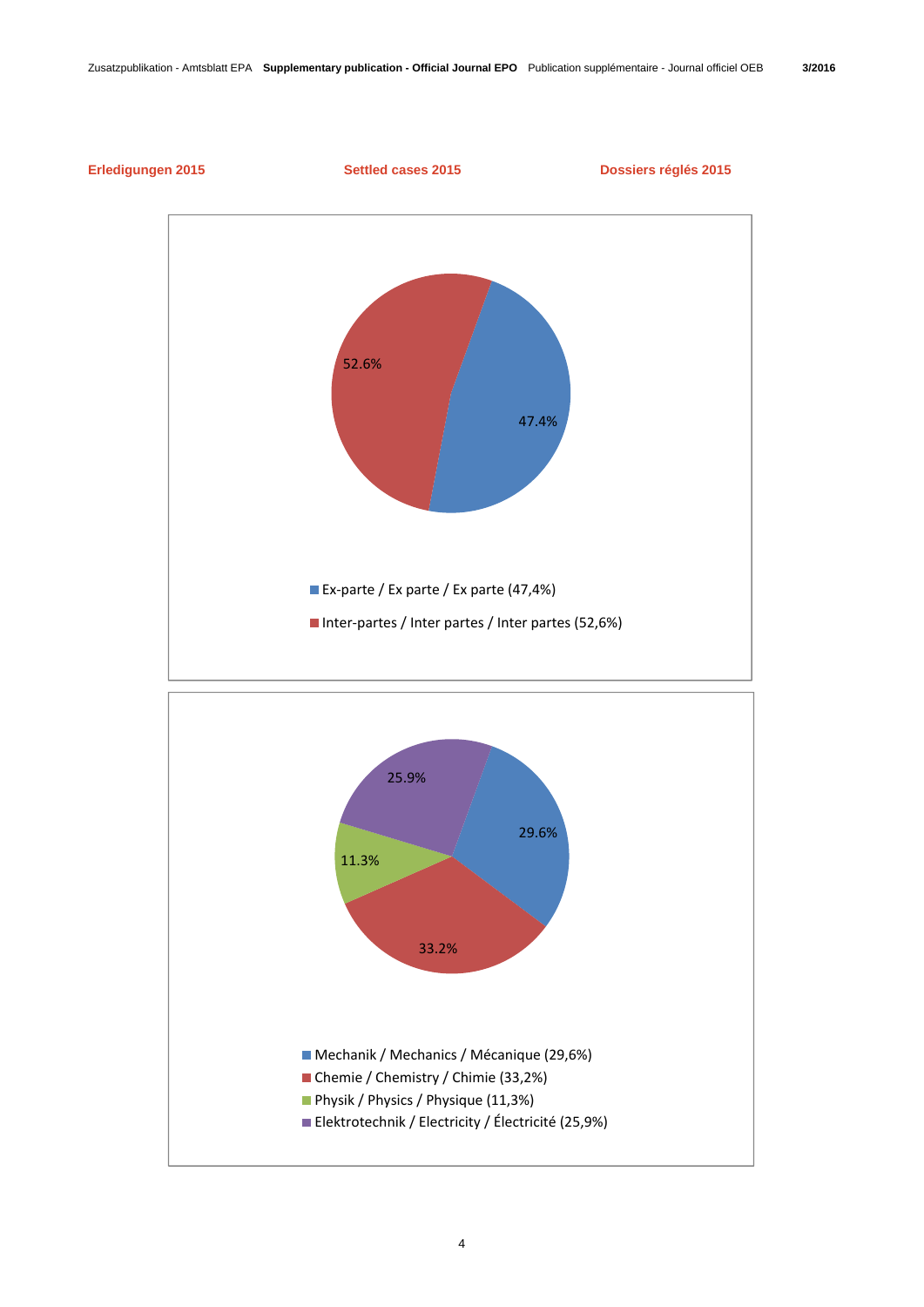**Erledigungen 2015** | **Settled cases 2015** | **Dossiers réglés 2015**

52.6%

47.4%

- Ex-parte / Ex parte / Ex parte (47,4%)
- Inter-partes / Inter partes / Inter partes (52,6%)

25.9%

29.6%

11.3%

33.2%

- Mechanik / Mechanics / Mécanique (29,6%)
- Chemie / Chemistry / Chimie (33,2%)
- Physik / Physics / Physique (11,3%)
- Elektrotechnik / Electricity / Électricité (25,9%)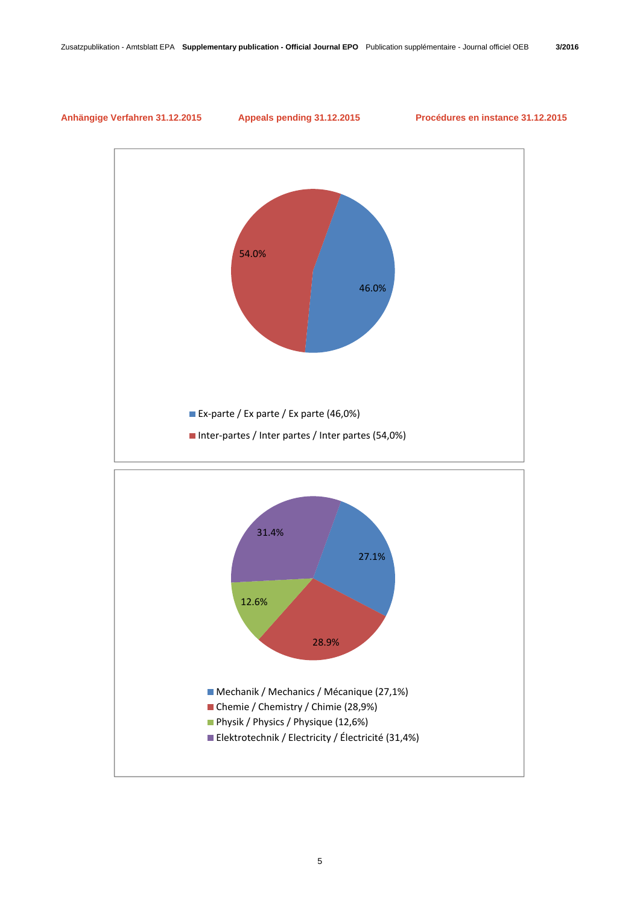## Anhängige Verfahren 31.12.2015 | Appeals pending 31.12.2015 | Procédures en instance 31.12.2015

54.0%

46.0%

- Ex-parte / Ex parte / Ex parte (46,0%)
- Inter-partes / Inter partes / Inter partes (54,0%)

31.4%

27.1%

12.6%

28.9%

- Mechanik / Mechanics / Mécanique (27,1%)
- Chemie / Chemistry / Chimie (28,9%)
- Physik / Physics / Physique (12,6%)
- Elektrotechnik / Electricity / Électricité (31,4%)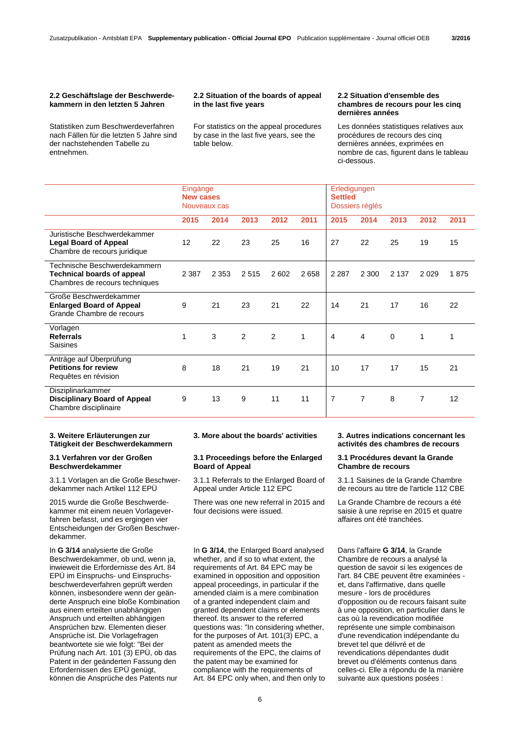## 2.2 Geschäftslage der Beschwerdekammern in den letzten 5 Jahren

Statistiken zum Beschwerdeverfahren nach Fällen für die letzten 5 Jahre sind der nachstehenden Tabelle zu entnehmen.

## 2.2 Situation of the boards of appeal in the last five years

For statistics on the appeal procedures by case in the last five years, see the table below.

## 2.2 Situation d'ensemble des chambres de recours pour les cinq dernières années

Les données statistiques relatives aux procédures de recours des cinq dernières années, exprimées en nombre de cas, figurent dans le tableau ci-dessous.

| | Eingänge **New cases** Nouveaux cas | | | | | Erledigungen **Settled** Dossiers réglés | | | | |
|---|---|---|---|---|---|---|---|---|---|---|
| | **2015** | **2014** | **2013** | **2012** | **2011** | **2015** | **2014** | **2013** | **2012** | **2011** |
| Juristische Beschwerdekammer **Legal Board of Appeal** Chambre de recours juridique | 12 | 22 | 23 | 25 | 16 | 27 | 22 | 25 | 19 | 15 |
| Technische Beschwerdekammern **Technical boards of appeal** Chambres de recours techniques | 2 387 | 2 353 | 2 515 | 2 602 | 2 658 | 2 287 | 2 300 | 2 137 | 2 029 | 1 875 |
| Große Beschwerdekammer **Enlarged Board of Appeal** Grande Chambre de recours | 9 | 21 | 23 | 21 | 22 | 14 | 21 | 17 | 16 | 22 |
| Vorlagen **Referrals** Saisines | 1 | 3 | 2 | 2 | 1 | 4 | 4 | 0 | 1 | 1 |
| Anträge auf Überprüfung **Petitions for review** Requêtes en révision | 8 | 18 | 21 | 19 | 21 | 10 | 17 | 17 | 15 | 21 |
| Disziplinarkammer **Disciplinary Board of Appeal** Chambre disciplinaire | 9 | 13 | 9 | 11 | 11 | 7 | 7 | 8 | 7 | 12 |

## 3. Weitere Erläuterungen zur Tätigkeit der Beschwerdekammern

### 3.1 Verfahren vor der Großen Beschwerdekammer

3.1.1 Vorlagen an die Große Beschwerdekammer nach Artikel 112 EPÜ

2015 wurde die Große Beschwerdekammer mit einem neuen Vorlageverfahren befasst, und es ergingen vier Entscheidungen der Großen Beschwerdekammer.

In **G 3/14** analysierte die Große Beschwerdekammer, ob und, wenn ja, inwieweit die Erfordernisse des Art. 84 EPÜ im Einspruchs- und Einspruchsbeschwerdeverfahren geprüft werden können, insbesondere wenn der geänderte Anspruch eine bloße Kombination aus einem erteilten unabhängigen Anspruch und erteilten abhängigen Ansprüchen bzw. Elementen dieser Ansprüche ist. Die Vorlagefragen beantwortete sie wie folgt: "Bei der Prüfung nach Art. 101 (3) EPÜ, ob das Patent in der geänderten Fassung den Erfordernissen des EPÜ genügt, können die Ansprüche des Patents nur

## 3. More about the boards' activities

### 3.1 Proceedings before the Enlarged Board of Appeal

3.1.1 Referrals to the Enlarged Board of Appeal under Article 112 EPC

There was one new referral in 2015 and four decisions were issued.

In **G 3/14**, the Enlarged Board analysed whether, and if so to what extent, the requirements of Art. 84 EPC may be examined in opposition and opposition appeal proceedings, in particular if the amended claim is a mere combination of a granted independent claim and granted dependent claims or elements thereof. Its answer to the referred questions was: "In considering whether, for the purposes of Art. 101(3) EPC, a patent as amended meets the requirements of the EPC, the claims of the patent may be examined for compliance with the requirements of Art. 84 EPC only when, and then only to

## 3. Autres indications concernant les activités des chambres de recours

### 3.1 Procédures devant la Grande Chambre de recours

3.1.1 Saisines de la Grande Chambre de recours au titre de l'article 112 CBE

La Grande Chambre de recours a été saisie à une reprise en 2015 et quatre affaires ont été tranchées.

Dans l'affaire **G 3/14**, la Grande Chambre de recours a analysé la question de savoir si les exigences de l'art. 84 CBE peuvent être examinées - et, dans l'affirmative, dans quelle mesure - lors de procédures d'opposition ou de recours faisant suite à une opposition, en particulier dans le cas où la revendication modifiée représente une simple combinaison d'une revendication indépendante du brevet tel que délivré et de revendications dépendantes dudit brevet ou d'éléments contenus dans celles-ci. Elle a répondu de la manière suivante aux questions posées :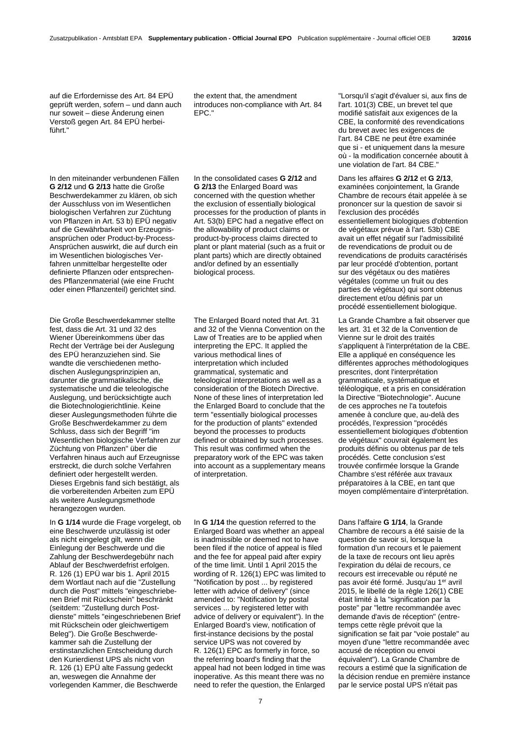auf die Erfordernisse des Art. 84 EPÜ geprüft werden, sofern – und dann auch nur soweit – diese Änderung einen Verstoß gegen Art. 84 EPÜ herbeiführt."

In den miteinander verbundenen Fällen **G 2/12** und **G 2/13** hatte die Große Beschwerdekammer zu klären, ob sich der Ausschluss von im Wesentlichen biologischen Verfahren zur Züchtung von Pflanzen in Art. 53 b) EPÜ negativ auf die Gewährbarkeit von Erzeugnisansprüchen oder Product-by-Process-Ansprüchen auswirkt, die auf durch ein im Wesentlichen biologisches Verfahren unmittelbar hergestellte oder definierte Pflanzen oder entsprechendes Pflanzenmaterial (wie eine Frucht oder einen Pflanzenteil) gerichtet sind.

Die Große Beschwerdekammer stellte fest, dass die Art. 31 und 32 des Wiener Übereinkommens über das Recht der Verträge bei der Auslegung des EPÜ heranzuziehen sind. Sie wandte die verschiedenen methodischen Auslegungsprinzipien an, darunter die grammatikalische, die systematische und die teleologische Auslegung, und berücksichtigte auch die Biotechnologierichtlinie. Keine dieser Auslegungsmethoden führte die Große Beschwerdekammer zu dem Schluss, dass sich der Begriff "im Wesentlichen biologische Verfahren zur Züchtung von Pflanzen" über die Verfahren hinaus auch auf Erzeugnisse erstreckt, die durch solche Verfahren definiert oder hergestellt werden. Dieses Ergebnis fand sich bestätigt, als die vorbereitenden Arbeiten zum EPÜ als weitere Auslegungsmethode herangezogen wurden.

In **G 1/14** wurde die Frage vorgelegt, ob eine Beschwerde unzulässig ist oder als nicht eingelegt gilt, wenn die Einlegung der Beschwerde und die Zahlung der Beschwerdegebühr nach Ablauf der Beschwerdefrist erfolgen. R. 126 (1) EPÜ war bis 1. April 2015 dem Wortlaut nach auf die "Zustellung durch die Post" mittels "eingeschriebenen Brief mit Rückschein" beschränkt (seitdem: "Zustellung durch Postdienste" mittels "eingeschriebenen Brief mit Rückschein oder gleichwertigem Beleg"). Die Große Beschwerdekammer sah die Zustellung der erstinstanzlichen Entscheidung durch den Kurierdienst UPS als nicht von R. 126 (1) EPÜ alte Fassung gedeckt an, weswegen die Annahme der vorlegenden Kammer, die Beschwerde

the extent that, the amendment introduces non-compliance with Art. 84 EPC."

In the consolidated cases **G 2/12** and **G 2/13** the Enlarged Board was concerned with the question whether the exclusion of essentially biological processes for the production of plants in Art. 53(b) EPC had a negative effect on the allowability of product claims or product-by-process claims directed to plant or plant material (such as a fruit or plant parts) which are directly obtained and/or defined by an essentially biological process.

The Enlarged Board noted that Art. 31 and 32 of the Vienna Convention on the Law of Treaties are to be applied when interpreting the EPC. It applied the various methodical lines of interpretation which included grammatical, systematic and teleological interpretations as well as a consideration of the Biotech Directive. None of these lines of interpretation led the Enlarged Board to conclude that the term "essentially biological processes for the production of plants" extended beyond the processes to products defined or obtained by such processes. This result was confirmed when the preparatory work of the EPC was taken into account as a supplementary means of interpretation.

In **G 1/14** the question referred to the Enlarged Board was whether an appeal is inadmissible or deemed not to have been filed if the notice of appeal is filed and the fee for appeal paid after expiry of the time limit. Until 1 April 2015 the wording of R. 126(1) EPC was limited to "Notification by post ... by registered letter with advice of delivery" (since amended to: "Notification by postal services ... by registered letter with advice of delivery or equivalent"). In the Enlarged Board's view, notification of first-instance decisions by the postal service UPS was not covered by R. 126(1) EPC as formerly in force, so the referring board's finding that the appeal had not been lodged in time was inoperative. As this meant there was no need to refer the question, the Enlarged

"Lorsqu'il s'agit d'évaluer si, aux fins de l'art. 101(3) CBE, un brevet tel que modifié satisfait aux exigences de la CBE, la conformité des revendications du brevet avec les exigences de l'art. 84 CBE ne peut être examinée que si - et uniquement dans la mesure où - la modification concernée aboutit à une violation de l'art. 84 CBE."

Dans les affaires **G 2/12** et **G 2/13**, examinées conjointement, la Grande Chambre de recours était appelée à se prononcer sur la question de savoir si l'exclusion des procédés essentiellement biologiques d'obtention de végétaux prévue à l'art. 53b) CBE avait un effet négatif sur l'admissibilité de revendications de produit ou de revendications de produits caractérisés par leur procédé d'obtention, portant sur des végétaux ou des matières végétales (comme un fruit ou des parties de végétaux) qui sont obtenus directement et/ou définis par un procédé essentiellement biologique.

La Grande Chambre a fait observer que les art. 31 et 32 de la Convention de Vienne sur le droit des traités s'appliquent à l'interprétation de la CBE. Elle a appliqué en conséquence les différentes approches méthodologiques prescrites, dont l'interprétation grammaticale, systématique et téléologique, et a pris en considération la Directive "Biotechnologie". Aucune de ces approches ne l'a toutefois amenée à conclure que, au-delà des procédés, l'expression "procédés essentiellement biologiques d'obtention de végétaux" couvrait également les produits définis ou obtenus par de tels procédés. Cette conclusion s'est trouvée confirmée lorsque la Grande Chambre s'est référée aux travaux préparatoires à la CBE, en tant que moyen complémentaire d'interprétation.

Dans l'affaire **G 1/14**, la Grande Chambre de recours a été saisie de la question de savoir si, lorsque la formation d'un recours et le paiement de la taxe de recours ont lieu après l'expiration du délai de recours, ce recours est irrecevable ou réputé ne pas avoir été formé. Jusqu'au 1er avril 2015, le libellé de la règle 126(1) CBE était limité à la "signification par la poste" par "lettre recommandée avec demande d'avis de réception" (entre-temps cette règle prévoit que la signification se fait par "voie postale" au moyen d'une "lettre recommandée avec accusé de réception ou envoi équivalent"). La Grande Chambre de recours a estimé que la signification de la décision rendue en première instance par le service postal UPS n'était pas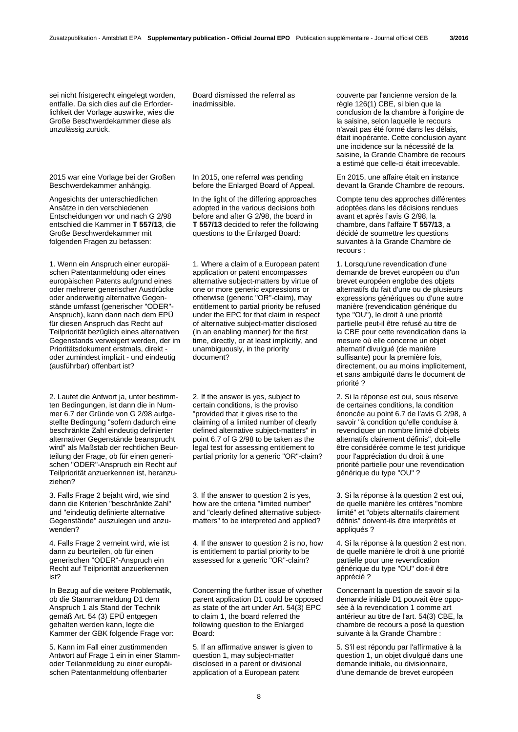sei nicht fristgerecht eingelegt worden, entfalle. Da sich dies auf die Erforderlichkeit der Vorlage auswirke, wies die Große Beschwerdekammer diese als unzulässig zurück.

2015 war eine Vorlage bei der Großen Beschwerdekammer anhängig.

Angesichts der unterschiedlichen Ansätze in den verschiedenen Entscheidungen vor und nach G 2/98 entschied die Kammer in **T 557/13**, die Große Beschwerdekammer mit folgenden Fragen zu befassen:

1. Wenn ein Anspruch einer europäischen Patentanmeldung oder eines europäischen Patents aufgrund eines oder mehrerer generischer Ausdrücke oder anderweitig alternative Gegenstände umfasst (generischer "ODER"-Anspruch), kann dann nach dem EPÜ für diesen Anspruch das Recht auf Teilpriorität bezüglich eines alternativen Gegenstands verweigert werden, der im Prioritätsdokument erstmals, direkt - oder zumindest implizit - und eindeutig (ausführbar) offenbart ist?

2. Lautet die Antwort ja, unter bestimmten Bedingungen, ist dann die in Nummer 6.7 der Gründe von G 2/98 aufgestellte Bedingung "sofern dadurch eine beschränkte Zahl eindeutig definierter alternativer Gegenstände beansprucht wird" als Maßstab der rechtlichen Beurteilung der Frage, ob für einen generischen "ODER"-Anspruch ein Recht auf Teilpriorität anzuerkennen ist, heranzuziehen?

3. Falls Frage 2 bejaht wird, wie sind dann die Kriterien "beschränkte Zahl" und "eindeutig definierte alternative Gegenstände" auszulegen und anzuwenden?

4. Falls Frage 2 verneint wird, wie ist dann zu beurteilen, ob für einen generischen "ODER"-Anspruch ein Recht auf Teilpriorität anzuerkennen ist?

In Bezug auf die weitere Problematik, ob die Stammanmeldung D1 dem Anspruch 1 als Stand der Technik gemäß Art. 54 (3) EPÜ entgegen gehalten werden kann, legte die Kammer der GBK folgende Frage vor:

5. Kann im Fall einer zustimmenden Antwort auf Frage 1 ein in einer Stamm- oder Teilanmeldung zu einer europäischen Patentanmeldung offenbarter

Board dismissed the referral as inadmissible.

In 2015, one referral was pending before the Enlarged Board of Appeal.

In the light of the differing approaches adopted in the various decisions both before and after G 2/98, the board in **T 557/13** decided to refer the following questions to the Enlarged Board:

1. Where a claim of a European patent application or patent encompasses alternative subject-matters by virtue of one or more generic expressions or otherwise (generic "OR"-claim), may entitlement to partial priority be refused under the EPC for that claim in respect of alternative subject-matter disclosed (in an enabling manner) for the first time, directly, or at least implicitly, and unambiguously, in the priority document?

2. If the answer is yes, subject to certain conditions, is the proviso "provided that it gives rise to the claiming of a limited number of clearly defined alternative subject-matters" in point 6.7 of G 2/98 to be taken as the legal test for assessing entitlement to partial priority for a generic "OR"-claim?

3. If the answer to question 2 is yes, how are the criteria "limited number" and "clearly defined alternative subject-matters" to be interpreted and applied?

4. If the answer to question 2 is no, how is entitlement to partial priority to be assessed for a generic "OR"-claim?

Concerning the further issue of whether parent application D1 could be opposed as state of the art under Art. 54(3) EPC to claim 1, the board referred the following question to the Enlarged Board:

5. If an affirmative answer is given to question 1, may subject-matter disclosed in a parent or divisional application of a European patent

couverte par l'ancienne version de la règle 126(1) CBE, si bien que la conclusion de la chambre à l'origine de la saisine, selon laquelle le recours n'avait pas été formé dans les délais, était inopérante. Cette conclusion ayant une incidence sur la nécessité de la saisine, la Grande Chambre de recours a estimé que celle-ci était irrecevable.

En 2015, une affaire était en instance devant la Grande Chambre de recours.

Compte tenu des approches différentes adoptées dans les décisions rendues avant et après l'avis G 2/98, la chambre, dans l'affaire **T 557/13**, a décidé de soumettre les questions suivantes à la Grande Chambre de recours :

1. Lorsqu'une revendication d'une demande de brevet européen ou d'un brevet européen englobe des objets alternatifs du fait d'une ou de plusieurs expressions génériques ou d'une autre manière (revendication générique du type "OU"), le droit à une priorité partielle peut-il être refusé au titre de la CBE pour cette revendication dans la mesure où elle concerne un objet alternatif divulgué (de manière suffisante) pour la première fois, directement, ou au moins implicitement, et sans ambiguïté dans le document de priorité ?

2. Si la réponse est oui, sous réserve de certaines conditions, la condition énoncée au point 6.7 de l'avis G 2/98, à savoir "à condition qu'elle conduise à revendiquer un nombre limité d'objets alternatifs clairement définis", doit-elle être considérée comme le test juridique pour l'appréciation du droit à une priorité partielle pour une revendication générique du type "OU" ?

3. Si la réponse à la question 2 est oui, de quelle manière les critères "nombre limité" et "objets alternatifs clairement définis" doivent-ils être interprétés et appliqués ?

4. Si la réponse à la question 2 est non, de quelle manière le droit à une priorité partielle pour une revendication générique du type "OU" doit-il être apprécié ?

Concernant la question de savoir si la demande initiale D1 pouvait être opposée à la revendication 1 comme art antérieur au titre de l'art. 54(3) CBE, la chambre de recours a posé la question suivante à la Grande Chambre :

5. S'il est répondu par l'affirmative à la question 1, un objet divulgué dans une demande initiale, ou divisionnaire, d'une demande de brevet européen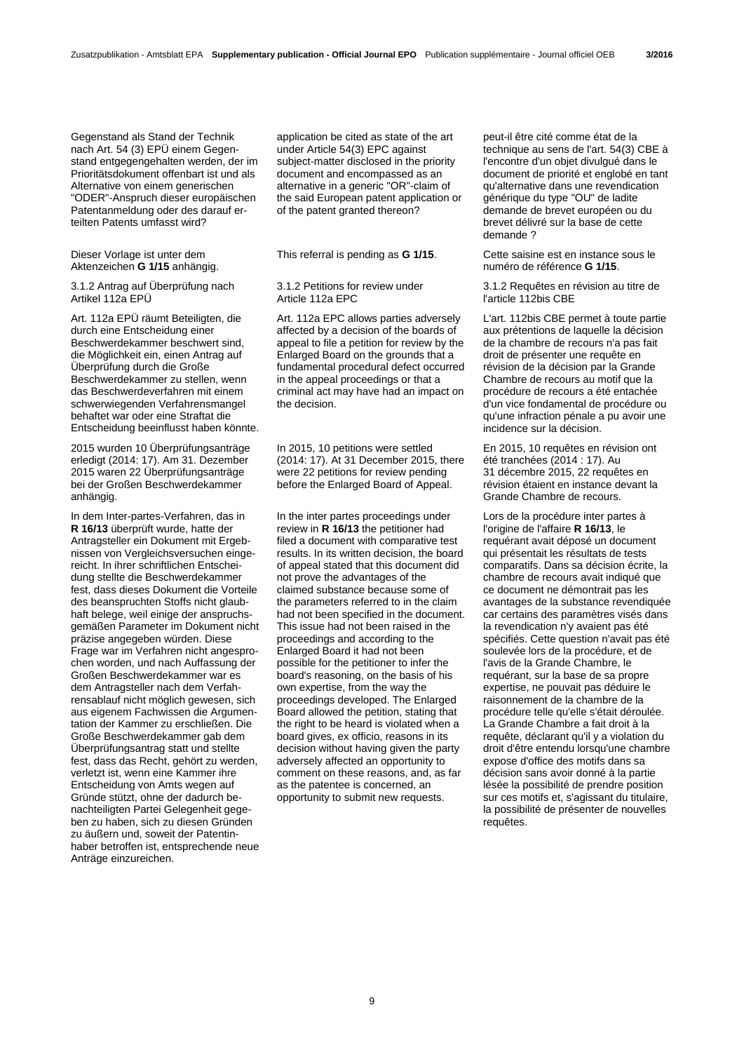Gegenstand als Stand der Technik nach Art. 54 (3) EPÜ einem Gegenstand entgegengehalten werden, der im Prioritätsdokument offenbart ist und als Alternative von einem generischen "ODER"-Anspruch dieser europäischen Patentanmeldung oder des darauf erteilten Patents umfasst wird?

Dieser Vorlage ist unter dem Aktenzeichen **G 1/15** anhängig.

3.1.2 Antrag auf Überprüfung nach Artikel 112a EPÜ

Art. 112a EPÜ räumt Beteiligten, die durch eine Entscheidung einer Beschwerdekammer beschwert sind, die Möglichkeit ein, einen Antrag auf Überprüfung durch die Große Beschwerdekammer zu stellen, wenn das Beschwerdeverfahren mit einem schwerwiegenden Verfahrensmangel behaftet war oder eine Straftat die Entscheidung beeinflusst haben könnte.

2015 wurden 10 Überprüfungsanträge erledigt (2014: 17). Am 31. Dezember 2015 waren 22 Überprüfungsanträge bei der Großen Beschwerdekammer anhängig.

In dem Inter-partes-Verfahren, das in **R 16/13** überprüft wurde, hatte der Antragsteller ein Dokument mit Ergebnissen von Vergleichsversuchen eingereicht. In ihrer schriftlichen Entscheidung stellte die Beschwerdekammer fest, dass dieses Dokument die Vorteile des beanspruchten Stoffs nicht glaubhaft belege, weil einige der anspruchsgemäßen Parameter im Dokument nicht präzise angegeben würden. Diese Frage war im Verfahren nicht angesprochen worden, und nach Auffassung der Großen Beschwerdekammer war es dem Antragsteller nach dem Verfahrensablauf nicht möglich gewesen, sich aus eigenem Fachwissen die Argumentation der Kammer zu erschließen. Die Große Beschwerdekammer gab dem Überprüfungsantrag statt und stellte fest, dass das Recht, gehört zu werden, verletzt ist, wenn eine Kammer ihre Entscheidung von Amts wegen auf Gründe stützt, ohne der dadurch benachteiligten Partei Gelegenheit gegeben zu haben, sich zu diesen Gründen zu äußern und, soweit der Patentinhaber betroffen ist, entsprechende neue Anträge einzureichen.

application be cited as state of the art under Article 54(3) EPC against subject-matter disclosed in the priority document and encompassed as an alternative in a generic "OR"-claim of the said European patent application or of the patent granted thereon?

This referral is pending as **G 1/15**.

3.1.2 Petitions for review under Article 112a EPC

Art. 112a EPC allows parties adversely affected by a decision of the boards of appeal to file a petition for review by the Enlarged Board on the grounds that a fundamental procedural defect occurred in the appeal proceedings or that a criminal act may have had an impact on the decision.

In 2015, 10 petitions were settled (2014: 17). At 31 December 2015, there were 22 petitions for review pending before the Enlarged Board of Appeal.

In the inter partes proceedings under review in **R 16/13** the petitioner had filed a document with comparative test results. In its written decision, the board of appeal stated that this document did not prove the advantages of the claimed substance because some of the parameters referred to in the claim had not been specified in the document. This issue had not been raised in the proceedings and according to the Enlarged Board it had not been possible for the petitioner to infer the board's reasoning, on the basis of his own expertise, from the way the proceedings developed. The Enlarged Board allowed the petition, stating that the right to be heard is violated when a board gives, ex officio, reasons in its decision without having given the party adversely affected an opportunity to comment on these reasons, and, as far as the patentee is concerned, an opportunity to submit new requests.

peut-il être cité comme état de la technique au sens de l'art. 54(3) CBE à l'encontre d'un objet divulgué dans le document de priorité et englobé en tant qu'alternative dans une revendication générique du type "OU" de ladite demande de brevet européen ou du brevet délivré sur la base de cette demande ?

Cette saisine est en instance sous le numéro de référence **G 1/15**.

3.1.2 Requêtes en révision au titre de l'article 112bis CBE

L'art. 112bis CBE permet à toute partie aux prétentions de laquelle la décision de la chambre de recours n'a pas fait droit de présenter une requête en révision de la décision par la Grande Chambre de recours au motif que la procédure de recours a été entachée d'un vice fondamental de procédure ou qu'une infraction pénale a pu avoir une incidence sur la décision.

En 2015, 10 requêtes en révision ont été tranchées (2014 : 17). Au 31 décembre 2015, 22 requêtes en révision étaient en instance devant la Grande Chambre de recours.

Lors de la procédure inter partes à l'origine de l'affaire **R 16/13**, le requérant avait déposé un document qui présentait les résultats de tests comparatifs. Dans sa décision écrite, la chambre de recours avait indiqué que ce document ne démontrait pas les avantages de la substance revendiquée car certains des paramètres visés dans la revendication n'y avaient pas été spécifiés. Cette question n'avait pas été soulevée lors de la procédure, et de l'avis de la Grande Chambre, le requérant, sur la base de sa propre expertise, ne pouvait pas déduire le raisonnement de la chambre de la procédure telle qu'elle s'était déroulée. La Grande Chambre a fait droit à la requête, déclarant qu'il y a violation du droit d'être entendu lorsqu'une chambre expose d'office des motifs dans sa décision sans avoir donné à la partie lésée la possibilité de prendre position sur ces motifs et, s'agissant du titulaire, la possibilité de présenter de nouvelles requêtes.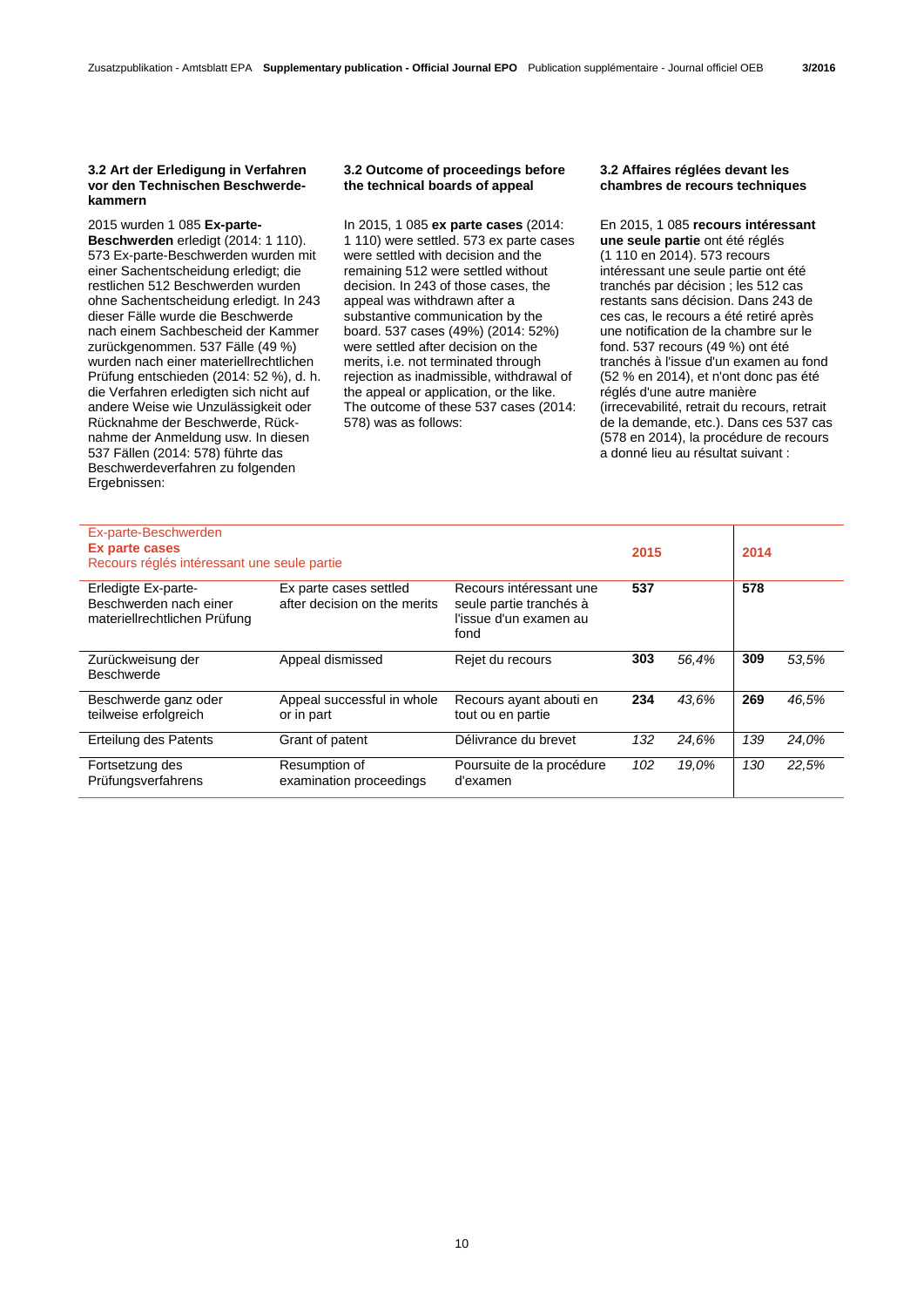### 3.2 Art der Erledigung in Verfahren vor den Technischen Beschwerdekammern

2015 wurden 1 085 **Ex-parte-Beschwerden** erledigt (2014: 1 110). 573 Ex-parte-Beschwerden wurden mit einer Sachentscheidung erledigt; die restlichen 512 Beschwerden wurden ohne Sachentscheidung erledigt. In 243 dieser Fälle wurde die Beschwerde nach einem Sachbescheid der Kammer zurückgenommen. 537 Fälle (49 %) wurden nach einer materiellrechtlichen Prüfung entschieden (2014: 52 %), d. h. die Verfahren erledigten sich nicht auf andere Weise wie Unzulässigkeit oder Rücknahme der Beschwerde, Rücknahme der Anmeldung usw. In diesen 537 Fällen (2014: 578) führte das Beschwerdeverfahren zu folgenden Ergebnissen:

### 3.2 Outcome of proceedings before the technical boards of appeal

In 2015, 1 085 **ex parte cases** (2014: 1 110) were settled. 573 ex parte cases were settled with decision and the remaining 512 were settled without decision. In 243 of those cases, the appeal was withdrawn after a substantive communication by the board. 537 cases (49%) (2014: 52%) were settled after decision on the merits, i.e. not terminated through rejection as inadmissible, withdrawal of the appeal or application, or the like. The outcome of these 537 cases (2014: 578) was as follows:

### 3.2 Affaires réglées devant les chambres de recours techniques

En 2015, 1 085 **recours intéressant une seule partie** ont été réglés (1 110 en 2014). 573 recours intéressant une seule partie ont été tranchés par décision ; les 512 cas restants sans décision. Dans 243 de ces cas, le recours a été retiré après une notification de la chambre sur le fond. 537 recours (49 %) ont été tranchés à l'issue d'un examen au fond (52 % en 2014), et n'ont donc pas été réglés d'une autre manière (irrecevabilité, retrait du recours, retrait de la demande, etc.). Dans ces 537 cas (578 en 2014), la procédure de recours a donné lieu au résultat suivant :

| Ex-parte-Beschwerden<br>**Ex parte cases**<br>Recours réglés intéressant une seule partie | | | **2015** | | **2014** | |
|---|---|---|---|---|---|---|
| Erledigte Ex-parte-Beschwerden nach einer materiellrechtlichen Prüfung | Ex parte cases settled after decision on the merits | Recours intéressant une seule partie tranchés à l'issue d'un examen au fond | **537** | | **578** | |
| Zurückweisung der Beschwerde | Appeal dismissed | Rejet du recours | **303** | *56,4%* | **309** | *53,5%* |
| Beschwerde ganz oder teilweise erfolgreich | Appeal successful in whole or in part | Recours ayant abouti en tout ou en partie | **234** | *43,6%* | **269** | *46,5%* |
| Erteilung des Patents | Grant of patent | Délivrance du brevet | *132* | *24,6%* | *139* | *24,0%* |
| Fortsetzung des Prüfungsverfahrens | Resumption of examination proceedings | Poursuite de la procédure d'examen | *102* | *19,0%* | *130* | *22,5%* |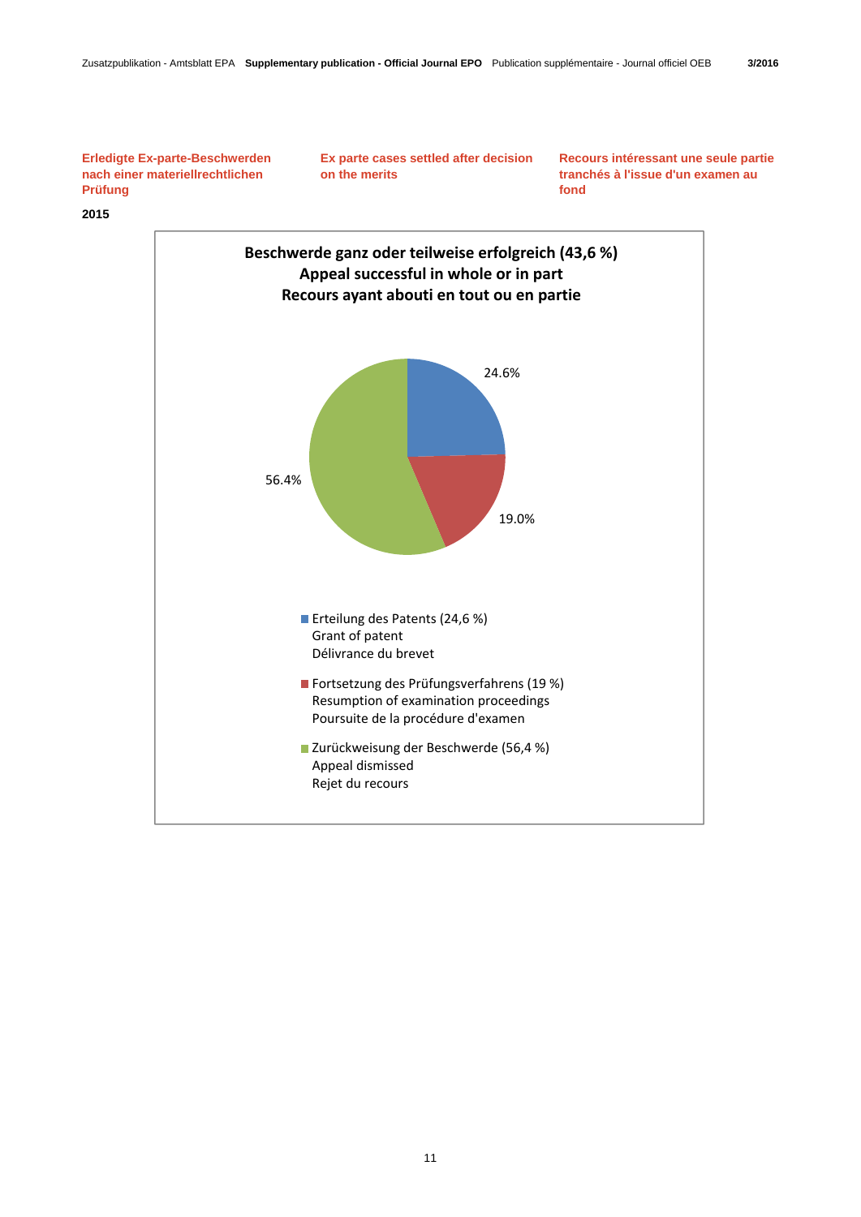**Erledigte Ex-parte-Beschwerden nach einer materiellrechtlichen Prüfung**

**Ex parte cases settled after decision on the merits**

**Recours intéressant une seule partie tranchés à l'issue d'un examen au fond**

**2015**

**Beschwerde ganz oder teilweise erfolgreich (43,6 %)**
**Appeal successful in whole or in part**
**Recours ayant abouti en tout ou en partie**

24.6%

19.0%

56.4%

- Erteilung des Patents (24,6 %)
  Grant of patent
  Délivrance du brevet
- Fortsetzung des Prüfungsverfahrens (19 %)
  Resumption of examination proceedings
  Poursuite de la procédure d'examen
- Zurückweisung der Beschwerde (56,4 %)
  Appeal dismissed
  Rejet du recours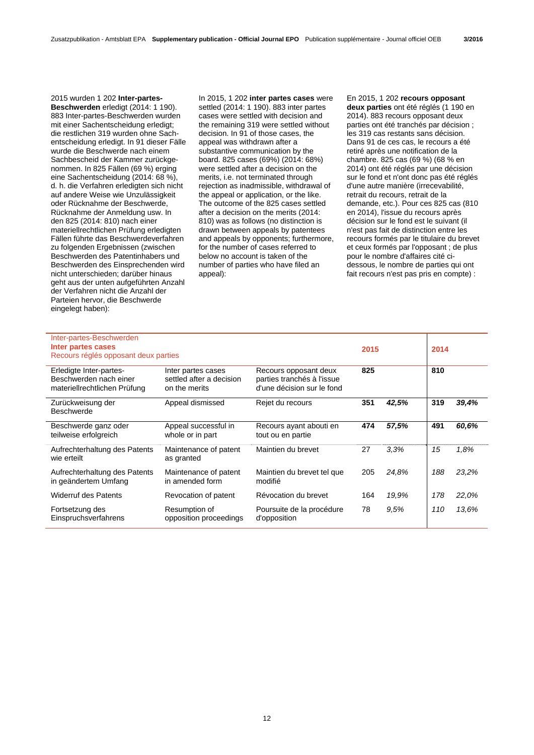2015 wurden 1 202 **Inter-partes-Beschwerden** erledigt (2014: 1 190). 883 Inter-partes-Beschwerden wurden mit einer Sachentscheidung erledigt; die restlichen 319 wurden ohne Sachentscheidung erledigt. In 91 dieser Fälle wurde die Beschwerde nach einem Sachbescheid der Kammer zurückgenommen. In 825 Fällen (69 %) erging eine Sachentscheidung (2014: 68 %), d. h. die Verfahren erledigten sich nicht auf andere Weise wie Unzulässigkeit oder Rücknahme der Beschwerde, Rücknahme der Anmeldung usw. In den 825 (2014: 810) nach einer materiellrechtlichen Prüfung erledigten Fällen führte das Beschwerdeverfahren zu folgenden Ergebnissen (zwischen Beschwerden des Patentinhabers und Beschwerden des Einsprechenden wird nicht unterschieden; darüber hinaus geht aus der unten aufgeführten Anzahl der Verfahren nicht die Anzahl der Parteien hervor, die Beschwerde eingelegt haben):

In 2015, 1 202 **inter partes cases** were settled (2014: 1 190). 883 inter partes cases were settled with decision and the remaining 319 were settled without decision. In 91 of those cases, the appeal was withdrawn after a substantive communication by the board. 825 cases (69%) (2014: 68%) were settled after a decision on the merits, i.e. not terminated through rejection as inadmissible, withdrawal of the appeal or application, or the like. The outcome of the 825 cases settled after a decision on the merits (2014: 810) was as follows (no distinction is drawn between appeals by patentees and appeals by opponents; furthermore, for the number of cases referred to below no account is taken of the number of parties who have filed an appeal):

En 2015, 1 202 **recours opposant deux parties** ont été réglés (1 190 en 2014). 883 recours opposant deux parties ont été tranchés par décision ; les 319 cas restants sans décision. Dans 91 de ces cas, le recours a été retiré après une notification de la chambre. 825 cas (69 %) (68 % en 2014) ont été réglés par une décision sur le fond et n'ont donc pas été réglés d'une autre manière (irrecevabilité, retrait du recours, retrait de la demande, etc.). Pour ces 825 cas (810 en 2014), l'issue du recours après décision sur le fond est le suivant (il n'est pas fait de distinction entre les recours formés par le titulaire du brevet et ceux formés par l'opposant ; de plus pour le nombre d'affaires cité ci-dessous, le nombre de parties qui ont fait recours n'est pas pris en compte) :

| Inter-partes-Beschwerden<br>**Inter partes cases**<br>Recours réglés opposant deux parties | | | **2015** | | **2014** | |
|---|---|---|---|---|---|---|
| Erledigte Inter-partes-Beschwerden nach einer materiellrechtlichen Prüfung | Inter partes cases settled after a decision on the merits | Recours opposant deux parties tranchés à l'issue d'une décision sur le fond | **825** | | **810** | |
| Zurückweisung der Beschwerde | Appeal dismissed | Rejet du recours | **351** | ***42,5%*** | **319** | ***39,4%*** |
| Beschwerde ganz oder teilweise erfolgreich | Appeal successful in whole or in part | Recours ayant abouti en tout ou en partie | **474** | ***57,5%*** | **491** | ***60,6%*** |
| Aufrechterhaltung des Patents wie erteilt | Maintenance of patent as granted | Maintien du brevet | 27 | *3,3%* | *15* | *1,8%* |
| Aufrechterhaltung des Patents in geändertem Umfang | Maintenance of patent in amended form | Maintien du brevet tel que modifié | 205 | *24,8%* | *188* | *23,2%* |
| Widerruf des Patents | Revocation of patent | Révocation du brevet | 164 | *19,9%* | *178* | *22,0%* |
| Fortsetzung des Einspruchsverfahrens | Resumption of opposition proceedings | Poursuite de la procédure d'opposition | 78 | *9,5%* | *110* | *13,6%* |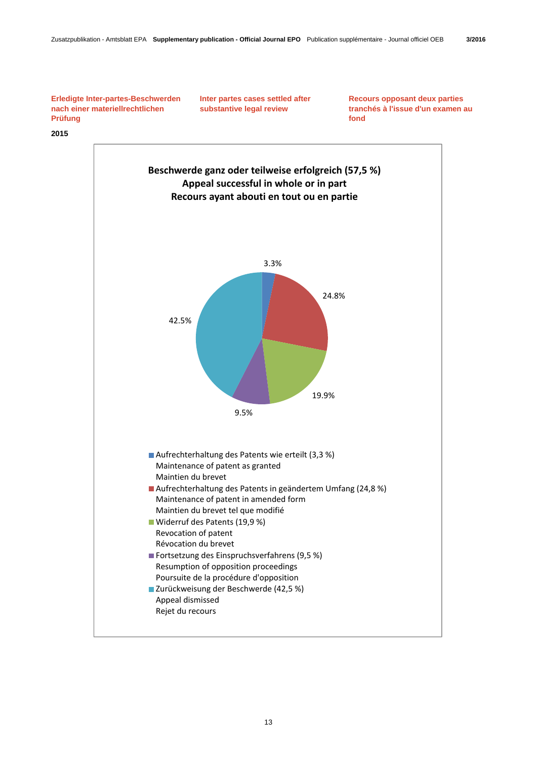## Erledigte Inter-partes-Beschwerden nach einer materiellrechtlichen Prüfung

## Inter partes cases settled after substantive legal review

## Recours opposant deux parties tranchés à l'issue d'un examen au fond

**2015**

**Beschwerde ganz oder teilweise erfolgreich (57,5 %)**
**Appeal successful in whole or in part**
**Recours ayant abouti en tout ou en partie**

3.3%

24.8%

19.9%

9.5%

42.5%

- Aufrechterhaltung des Patents wie erteilt (3,3 %)
  Maintenance of patent as granted
  Maintien du brevet
- Aufrechterhaltung des Patents in geändertem Umfang (24,8 %)
  Maintenance of patent in amended form
  Maintien du brevet tel que modifié
- Widerruf des Patents (19,9 %)
  Revocation of patent
  Révocation du brevet
- Fortsetzung des Einspruchsverfahrens (9,5 %)
  Resumption of opposition proceedings
  Poursuite de la procédure d'opposition
- Zurückweisung der Beschwerde (42,5 %)
  Appeal dismissed
  Rejet du recours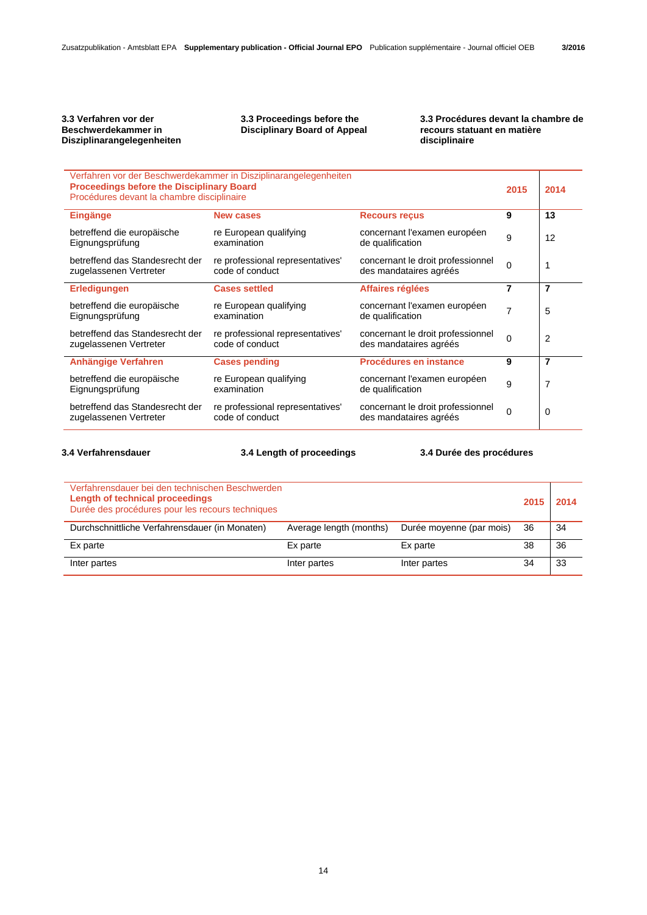### 3.3 Verfahren vor der Beschwerdekammer in Disziplinarangelegenheiten

### 3.3 Proceedings before the Disciplinary Board of Appeal

### 3.3 Procédures devant la chambre de recours statuant en matière disciplinaire

| Verfahren vor der Beschwerdekammer in Disziplinarangelegenheiten<br>**Proceedings before the Disciplinary Board**<br>Procédures devant la chambre disciplinaire | | | **2015** | **2014** |
|---|---|---|---|---|
| **Eingänge** | **New cases** | **Recours reçus** | **9** | **13** |
| betreffend die europäische Eignungsprüfung | re European qualifying examination | concernant l'examen européen de qualification | 9 | 12 |
| betreffend das Standesrecht der zugelassenen Vertreter | re professional representatives' code of conduct | concernant le droit professionnel des mandataires agréés | 0 | 1 |
| **Erledigungen** | **Cases settled** | **Affaires réglées** | **7** | **7** |
| betreffend die europäische Eignungsprüfung | re European qualifying examination | concernant l'examen européen de qualification | 7 | 5 |
| betreffend das Standesrecht der zugelassenen Vertreter | re professional representatives' code of conduct | concernant le droit professionnel des mandataires agréés | 0 | 2 |
| **Anhängige Verfahren** | **Cases pending** | **Procédures en instance** | **9** | **7** |
| betreffend die europäische Eignungsprüfung | re European qualifying examination | concernant l'examen européen de qualification | 9 | 7 |
| betreffend das Standesrecht der zugelassenen Vertreter | re professional representatives' code of conduct | concernant le droit professionnel des mandataires agréés | 0 | 0 |

### 3.4 Verfahrensdauer

### 3.4 Length of proceedings

### 3.4 Durée des procédures

| Verfahrensdauer bei den technischen Beschwerden<br>**Length of technical proceedings**<br>Durée des procédures pour les recours techniques | | | **2015** | **2014** |
|---|---|---|---|---|
| Durchschnittliche Verfahrensdauer (in Monaten) | Average length (months) | Durée moyenne (par mois) | 36 | 34 |
| Ex parte | Ex parte | Ex parte | 38 | 36 |
| Inter partes | Inter partes | Inter partes | 34 | 33 |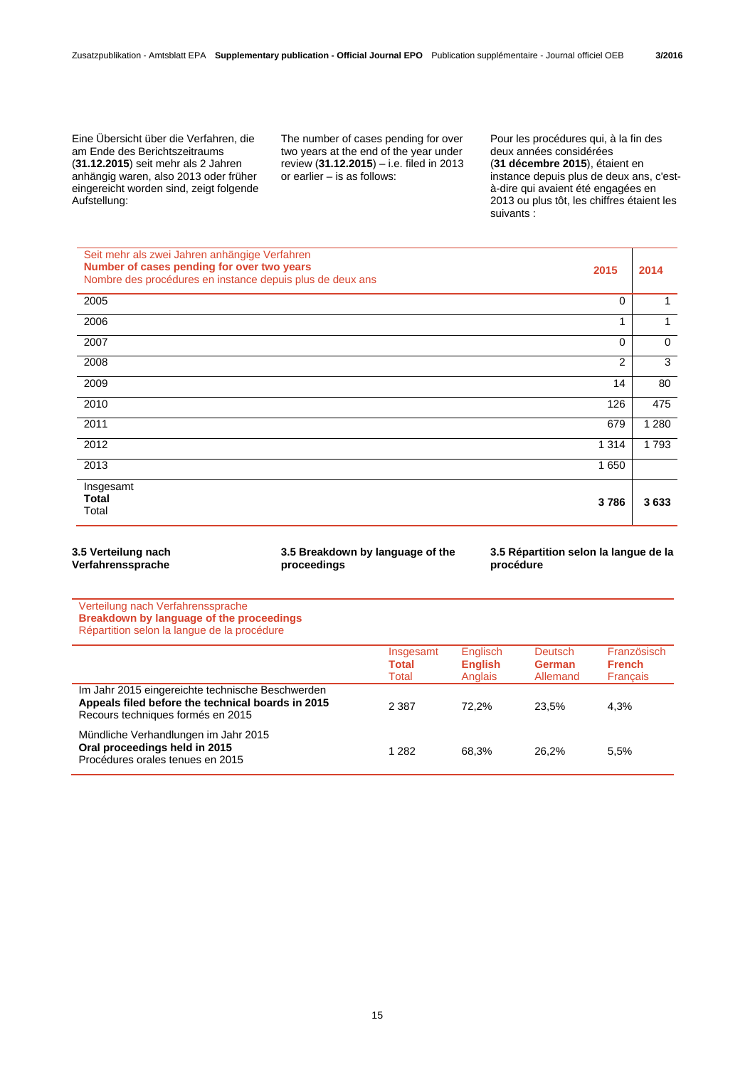Eine Übersicht über die Verfahren, die am Ende des Berichtszeitraums (**31.12.2015**) seit mehr als 2 Jahren anhängig waren, also 2013 oder früher eingereicht worden sind, zeigt folgende Aufstellung:

The number of cases pending for over two years at the end of the year under review (**31.12.2015**) – i.e. filed in 2013 or earlier – is as follows:

Pour les procédures qui, à la fin des deux années considérées (**31 décembre 2015**), étaient en instance depuis plus de deux ans, c'est-à-dire qui avaient été engagées en 2013 ou plus tôt, les chiffres étaient les suivants :

| Seit mehr als zwei Jahren anhängige Verfahren **Number of cases pending for over two years** Nombre des procédures en instance depuis plus de deux ans | **2015** | **2014** |
|---|---|---|
| 2005 | 0 | 1 |
| 2006 | 1 | 1 |
| 2007 | 0 | 0 |
| 2008 | 2 | 3 |
| 2009 | 14 | 80 |
| 2010 | 126 | 475 |
| 2011 | 679 | 1 280 |
| 2012 | 1 314 | 1 793 |
| 2013 | 1 650 | |
| Insgesamt **Total** Total | **3 786** | **3 633** |

### 3.5 Verteilung nach Verfahrenssprache

### 3.5 Breakdown by language of the proceedings

### 3.5 Répartition selon la langue de la procédure

Verteilung nach Verfahrenssprache
**Breakdown by language of the proceedings**
Répartition selon la langue de la procédure

| | Insgesamt **Total** Total | Englisch **English** Anglais | Deutsch **German** Allemand | Französisch **French** Français |
|---|---|---|---|---|
| Im Jahr 2015 eingereichte technische Beschwerden **Appeals filed before the technical boards in 2015** Recours techniques formés en 2015 | 2 387 | 72,2% | 23,5% | 4,3% |
| Mündliche Verhandlungen im Jahr 2015 **Oral proceedings held in 2015** Procédures orales tenues en 2015 | 1 282 | 68,3% | 26,2% | 5,5% |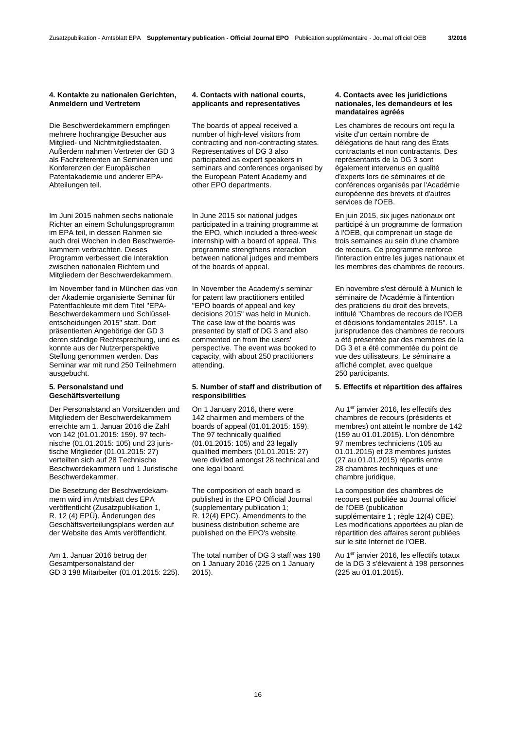#### 4. Kontakte zu nationalen Gerichten, Anmeldern und Vertretern

Die Beschwerdekammern empfingen mehrere hochrangige Besucher aus Mitglied- und Nichtmitgliedstaaten. Außerdem nahmen Vertreter der GD 3 als Fachreferenten an Seminaren und Konferenzen der Europäischen Patentakademie und anderer EPA-Abteilungen teil.

Im Juni 2015 nahmen sechs nationale Richter an einem Schulungsprogramm im EPA teil, in dessen Rahmen sie auch drei Wochen in den Beschwerdekammern verbrachten. Dieses Programm verbessert die Interaktion zwischen nationalen Richtern und Mitgliedern der Beschwerdekammern.

Im November fand in München das von der Akademie organisierte Seminar für Patentfachleute mit dem Titel "EPA-Beschwerdekammern und Schlüsselentscheidungen 2015" statt. Dort präsentierten Angehörige der GD 3 deren ständige Rechtsprechung, und es konnte aus der Nutzerperspektive Stellung genommen werden. Das Seminar war mit rund 250 Teilnehmern ausgebucht.

#### 5. Personalstand und Geschäftsverteilung

Der Personalstand an Vorsitzenden und Mitgliedern der Beschwerdekammern erreichte am 1. Januar 2016 die Zahl von 142 (01.01.2015: 159). 97 technische (01.01.2015: 105) und 23 juristische Mitglieder (01.01.2015: 27) verteilten sich auf 28 Technische Beschwerdekammern und 1 Juristische Beschwerdekammer.

Die Besetzung der Beschwerdekammern wird im Amtsblatt des EPA veröffentlicht (Zusatzpublikation 1, R. 12 (4) EPÜ). Änderungen des Geschäftsverteilungsplans werden auf der Website des Amts veröffentlicht.

Am 1. Januar 2016 betrug der Gesamtpersonalstand der GD 3 198 Mitarbeiter (01.01.2015: 225).

#### 4. Contacts with national courts, applicants and representatives

The boards of appeal received a number of high-level visitors from contracting and non-contracting states. Representatives of DG 3 also participated as expert speakers in seminars and conferences organised by the European Patent Academy and other EPO departments.

In June 2015 six national judges participated in a training programme at the EPO, which included a three-week internship with a board of appeal. This programme strengthens interaction between national judges and members of the boards of appeal.

In November the Academy's seminar for patent law practitioners entitled "EPO boards of appeal and key decisions 2015" was held in Munich. The case law of the boards was presented by staff of DG 3 and also commented on from the users' perspective. The event was booked to capacity, with about 250 practitioners attending.

#### 5. Number of staff and distribution of responsibilities

On 1 January 2016, there were 142 chairmen and members of the boards of appeal (01.01.2015: 159). The 97 technically qualified (01.01.2015: 105) and 23 legally qualified members (01.01.2015: 27) were divided amongst 28 technical and one legal board.

The composition of each board is published in the EPO Official Journal (supplementary publication 1; R. 12(4) EPC). Amendments to the business distribution scheme are published on the EPO's website.

The total number of DG 3 staff was 198 on 1 January 2016 (225 on 1 January 2015).

#### 4. Contacts avec les juridictions nationales, les demandeurs et les mandataires agréés

Les chambres de recours ont reçu la visite d'un certain nombre de délégations de haut rang des États contractants et non contractants. Des représentants de la DG 3 sont également intervenus en qualité d'experts lors de séminaires et de conférences organisés par l'Académie européenne des brevets et d'autres services de l'OEB.

En juin 2015, six juges nationaux ont participé à un programme de formation à l'OEB, qui comprenait un stage de trois semaines au sein d'une chambre de recours. Ce programme renforce l'interaction entre les juges nationaux et les membres des chambres de recours.

En novembre s'est déroulé à Munich le séminaire de l'Académie à l'intention des praticiens du droit des brevets, intitulé "Chambres de recours de l'OEB et décisions fondamentales 2015". La jurisprudence des chambres de recours a été présentée par des membres de la DG 3 et a été commentée du point de vue des utilisateurs. Le séminaire a affiché complet, avec quelque 250 participants.

#### 5. Effectifs et répartition des affaires

Au 1er janvier 2016, les effectifs des chambres de recours (présidents et membres) ont atteint le nombre de 142 (159 au 01.01.2015). L'on dénombre 97 membres techniciens (105 au 01.01.2015) et 23 membres juristes (27 au 01.01.2015) répartis entre 28 chambres techniques et une chambre juridique.

La composition des chambres de recours est publiée au Journal officiel de l'OEB (publication supplémentaire 1 ; règle 12(4) CBE). Les modifications apportées au plan de répartition des affaires seront publiées sur le site Internet de l'OEB.

Au 1er janvier 2016, les effectifs totaux de la DG 3 s'élevaient à 198 personnes (225 au 01.01.2015).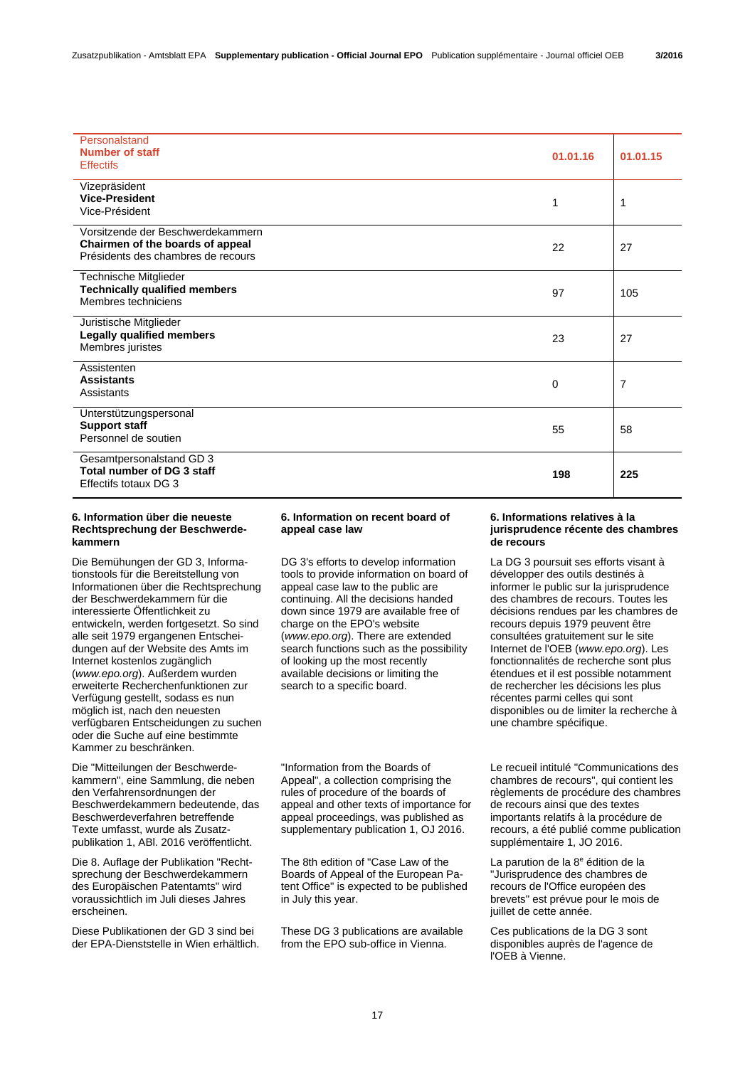| Personalstand<br>**Number of staff**<br>Effectifs | **01.01.16** | **01.01.15** |
|---|---|---|
| Vizepräsident<br>**Vice-President**<br>Vice-Président | 1 | 1 |
| Vorsitzende der Beschwerdekammern<br>**Chairmen of the boards of appeal**<br>Présidents des chambres de recours | 22 | 27 |
| Technische Mitglieder<br>**Technically qualified members**<br>Membres techniciens | 97 | 105 |
| Juristische Mitglieder<br>**Legally qualified members**<br>Membres juristes | 23 | 27 |
| Assistenten<br>**Assistants**<br>Assistants | 0 | 7 |
| Unterstützungspersonal<br>**Support staff**<br>Personnel de soutien | 55 | 58 |
| Gesamtpersonalstand GD 3<br>**Total number of DG 3 staff**<br>Effectifs totaux DG 3 | **198** | **225** |

### 6. Information über die neueste Rechtsprechung der Beschwerdekammern

Die Bemühungen der GD 3, Informationstools für die Bereitstellung von Informationen über die Rechtsprechung der Beschwerdekammern für die interessierte Öffentlichkeit zu entwickeln, werden fortgesetzt. So sind alle seit 1979 ergangenen Entscheidungen auf der Website des Amts im Internet kostenlos zugänglich (*www.epo.org*). Außerdem wurden erweiterte Recherchenfunktionen zur Verfügung gestellt, sodass es nun möglich ist, nach den neuesten verfügbaren Entscheidungen zu suchen oder die Suche auf eine bestimmte Kammer zu beschränken.

Die "Mitteilungen der Beschwerdekammern", eine Sammlung, die neben den Verfahrensordnungen der Beschwerdekammern bedeutende, das Beschwerdeverfahren betreffende Texte umfasst, wurde als Zusatzpublikation 1, ABl. 2016 veröffentlicht.

Die 8. Auflage der Publikation "Rechtsprechung der Beschwerdekammern des Europäischen Patentamts" wird voraussichtlich im Juli dieses Jahres erscheinen.

Diese Publikationen der GD 3 sind bei der EPA-Dienststelle in Wien erhältlich.

### 6. Information on recent board of appeal case law

DG 3's efforts to develop information tools to provide information on board of appeal case law to the public are continuing. All the decisions handed down since 1979 are available free of charge on the EPO's website (*www.epo.org*). There are extended search functions such as the possibility of looking up the most recently available decisions or limiting the search to a specific board.

"Information from the Boards of Appeal", a collection comprising the rules of procedure of the boards of appeal and other texts of importance for appeal proceedings, was published as supplementary publication 1, OJ 2016.

The 8th edition of "Case Law of the Boards of Appeal of the European Patent Office" is expected to be published in July this year.

These DG 3 publications are available from the EPO sub-office in Vienna.

### 6. Informations relatives à la jurisprudence récente des chambres de recours

La DG 3 poursuit ses efforts visant à développer des outils destinés à informer le public sur la jurisprudence des chambres de recours. Toutes les décisions rendues par les chambres de recours depuis 1979 peuvent être consultées gratuitement sur le site Internet de l'OEB (*www.epo.org*). Les fonctionnalités de recherche sont plus étendues et il est possible notamment de rechercher les décisions les plus récentes parmi celles qui sont disponibles ou de limiter la recherche à une chambre spécifique.

Le recueil intitulé "Communications des chambres de recours", qui contient les règlements de procédure des chambres de recours ainsi que des textes importants relatifs à la procédure de recours, a été publié comme publication supplémentaire 1, JO 2016.

La parution de la 8e édition de la "Jurisprudence des chambres de recours de l'Office européen des brevets" est prévue pour le mois de juillet de cette année.

Ces publications de la DG 3 sont disponibles auprès de l'agence de l'OEB à Vienne.